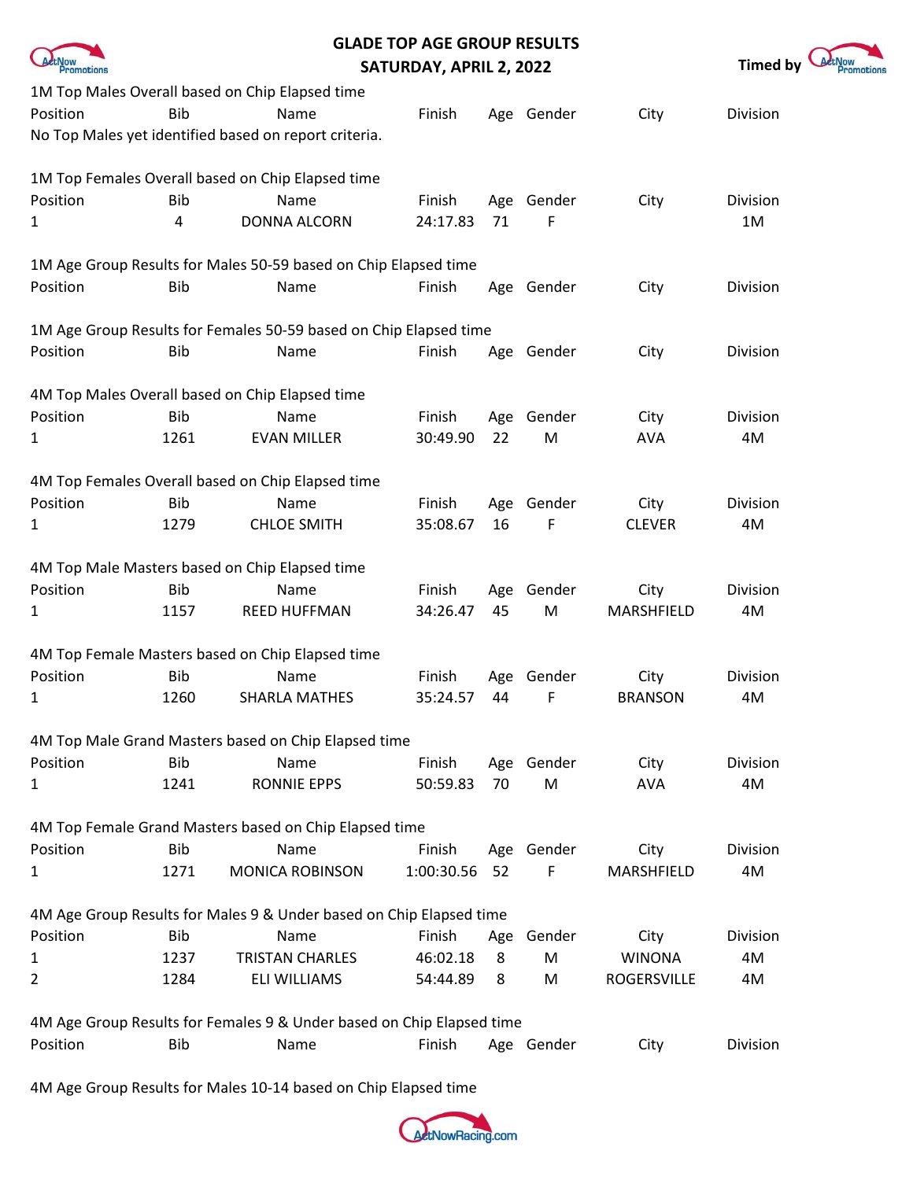# GLADE TOP AGE GROUP RESULTS
## SATURDAY, APRIL 2, 2022

Timed by ActNow Promotions

### 1M Top Males Overall based on Chip Elapsed time

| Position | Bib | Name | Finish | Age | Gender | City | Division |
|---|---|---|---|---|---|---|---|

No Top Males yet identified based on report criteria.

### 1M Top Females Overall based on Chip Elapsed time

| Position | Bib | Name | Finish | Age | Gender | City | Division |
|---|---|---|---|---|---|---|---|
| 1 | 4 | DONNA ALCORN | 24:17.83 | 71 | F | | 1M |

### 1M Age Group Results for Males 50-59 based on Chip Elapsed time

| Position | Bib | Name | Finish | Age | Gender | City | Division |
|---|---|---|---|---|---|---|---|

### 1M Age Group Results for Females 50-59 based on Chip Elapsed time

| Position | Bib | Name | Finish | Age | Gender | City | Division |
|---|---|---|---|---|---|---|---|

### 4M Top Males Overall based on Chip Elapsed time

| Position | Bib | Name | Finish | Age | Gender | City | Division |
|---|---|---|---|---|---|---|---|
| 1 | 1261 | EVAN MILLER | 30:49.90 | 22 | M | AVA | 4M |

### 4M Top Females Overall based on Chip Elapsed time

| Position | Bib | Name | Finish | Age | Gender | City | Division |
|---|---|---|---|---|---|---|---|
| 1 | 1279 | CHLOE SMITH | 35:08.67 | 16 | F | CLEVER | 4M |

### 4M Top Male Masters based on Chip Elapsed time

| Position | Bib | Name | Finish | Age | Gender | City | Division |
|---|---|---|---|---|---|---|---|
| 1 | 1157 | REED HUFFMAN | 34:26.47 | 45 | M | MARSHFIELD | 4M |

### 4M Top Female Masters based on Chip Elapsed time

| Position | Bib | Name | Finish | Age | Gender | City | Division |
|---|---|---|---|---|---|---|---|
| 1 | 1260 | SHARLA MATHES | 35:24.57 | 44 | F | BRANSON | 4M |

### 4M Top Male Grand Masters based on Chip Elapsed time

| Position | Bib | Name | Finish | Age | Gender | City | Division |
|---|---|---|---|---|---|---|---|
| 1 | 1241 | RONNIE EPPS | 50:59.83 | 70 | M | AVA | 4M |

### 4M Top Female Grand Masters based on Chip Elapsed time

| Position | Bib | Name | Finish | Age | Gender | City | Division |
|---|---|---|---|---|---|---|---|
| 1 | 1271 | MONICA ROBINSON | 1:00:30.56 | 52 | F | MARSHFIELD | 4M |

### 4M Age Group Results for Males 9 & Under based on Chip Elapsed time

| Position | Bib | Name | Finish | Age | Gender | City | Division |
|---|---|---|---|---|---|---|---|
| 1 | 1237 | TRISTAN CHARLES | 46:02.18 | 8 | M | WINONA | 4M |
| 2 | 1284 | ELI WILLIAMS | 54:44.89 | 8 | M | ROGERSVILLE | 4M |

### 4M Age Group Results for Females 9 & Under based on Chip Elapsed time

| Position | Bib | Name | Finish | Age | Gender | City | Division |
|---|---|---|---|---|---|---|---|

### 4M Age Group Results for Males 10-14 based on Chip Elapsed time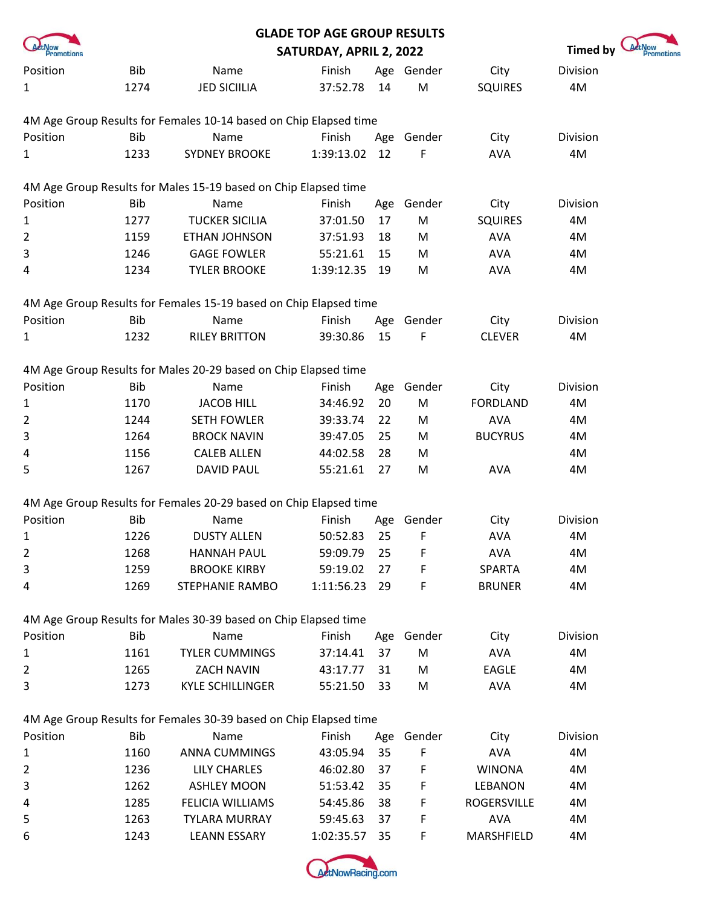# GLADE TOP AGE GROUP RESULTS

## SATURDAY, APRIL 2, 2022

Timed by

| Position | Bib | Name | Finish | Age | Gender | City | Division |
|---|---|---|---|---|---|---|---|
| 1 | 1274 | JED SICIILIA | 37:52.78 | 14 | M | SQUIRES | 4M |

4M Age Group Results for Females 10-14 based on Chip Elapsed time

| Position | Bib | Name | Finish | Age | Gender | City | Division |
|---|---|---|---|---|---|---|---|
| 1 | 1233 | SYDNEY BROOKE | 1:39:13.02 | 12 | F | AVA | 4M |

4M Age Group Results for Males 15-19 based on Chip Elapsed time

| Position | Bib | Name | Finish | Age | Gender | City | Division |
|---|---|---|---|---|---|---|---|
| 1 | 1277 | TUCKER SICILIA | 37:01.50 | 17 | M | SQUIRES | 4M |
| 2 | 1159 | ETHAN JOHNSON | 37:51.93 | 18 | M | AVA | 4M |
| 3 | 1246 | GAGE FOWLER | 55:21.61 | 15 | M | AVA | 4M |
| 4 | 1234 | TYLER BROOKE | 1:39:12.35 | 19 | M | AVA | 4M |

4M Age Group Results for Females 15-19 based on Chip Elapsed time

| Position | Bib | Name | Finish | Age | Gender | City | Division |
|---|---|---|---|---|---|---|---|
| 1 | 1232 | RILEY BRITTON | 39:30.86 | 15 | F | CLEVER | 4M |

4M Age Group Results for Males 20-29 based on Chip Elapsed time

| Position | Bib | Name | Finish | Age | Gender | City | Division |
|---|---|---|---|---|---|---|---|
| 1 | 1170 | JACOB HILL | 34:46.92 | 20 | M | FORDLAND | 4M |
| 2 | 1244 | SETH FOWLER | 39:33.74 | 22 | M | AVA | 4M |
| 3 | 1264 | BROCK NAVIN | 39:47.05 | 25 | M | BUCYRUS | 4M |
| 4 | 1156 | CALEB ALLEN | 44:02.58 | 28 | M | | 4M |
| 5 | 1267 | DAVID PAUL | 55:21.61 | 27 | M | AVA | 4M |

4M Age Group Results for Females 20-29 based on Chip Elapsed time

| Position | Bib | Name | Finish | Age | Gender | City | Division |
|---|---|---|---|---|---|---|---|
| 1 | 1226 | DUSTY ALLEN | 50:52.83 | 25 | F | AVA | 4M |
| 2 | 1268 | HANNAH PAUL | 59:09.79 | 25 | F | AVA | 4M |
| 3 | 1259 | BROOKE KIRBY | 59:19.02 | 27 | F | SPARTA | 4M |
| 4 | 1269 | STEPHANIE RAMBO | 1:11:56.23 | 29 | F | BRUNER | 4M |

4M Age Group Results for Males 30-39 based on Chip Elapsed time

| Position | Bib | Name | Finish | Age | Gender | City | Division |
|---|---|---|---|---|---|---|---|
| 1 | 1161 | TYLER CUMMINGS | 37:14.41 | 37 | M | AVA | 4M |
| 2 | 1265 | ZACH NAVIN | 43:17.77 | 31 | M | EAGLE | 4M |
| 3 | 1273 | KYLE SCHILLINGER | 55:21.50 | 33 | M | AVA | 4M |

4M Age Group Results for Females 30-39 based on Chip Elapsed time

| Position | Bib | Name | Finish | Age | Gender | City | Division |
|---|---|---|---|---|---|---|---|
| 1 | 1160 | ANNA CUMMINGS | 43:05.94 | 35 | F | AVA | 4M |
| 2 | 1236 | LILY CHARLES | 46:02.80 | 37 | F | WINONA | 4M |
| 3 | 1262 | ASHLEY MOON | 51:53.42 | 35 | F | LEBANON | 4M |
| 4 | 1285 | FELICIA WILLIAMS | 54:45.86 | 38 | F | ROGERSVILLE | 4M |
| 5 | 1263 | TYLARA MURRAY | 59:45.63 | 37 | F | AVA | 4M |
| 6 | 1243 | LEANN ESSARY | 1:02:35.57 | 35 | F | MARSHFIELD | 4M |

ActNowRacing.com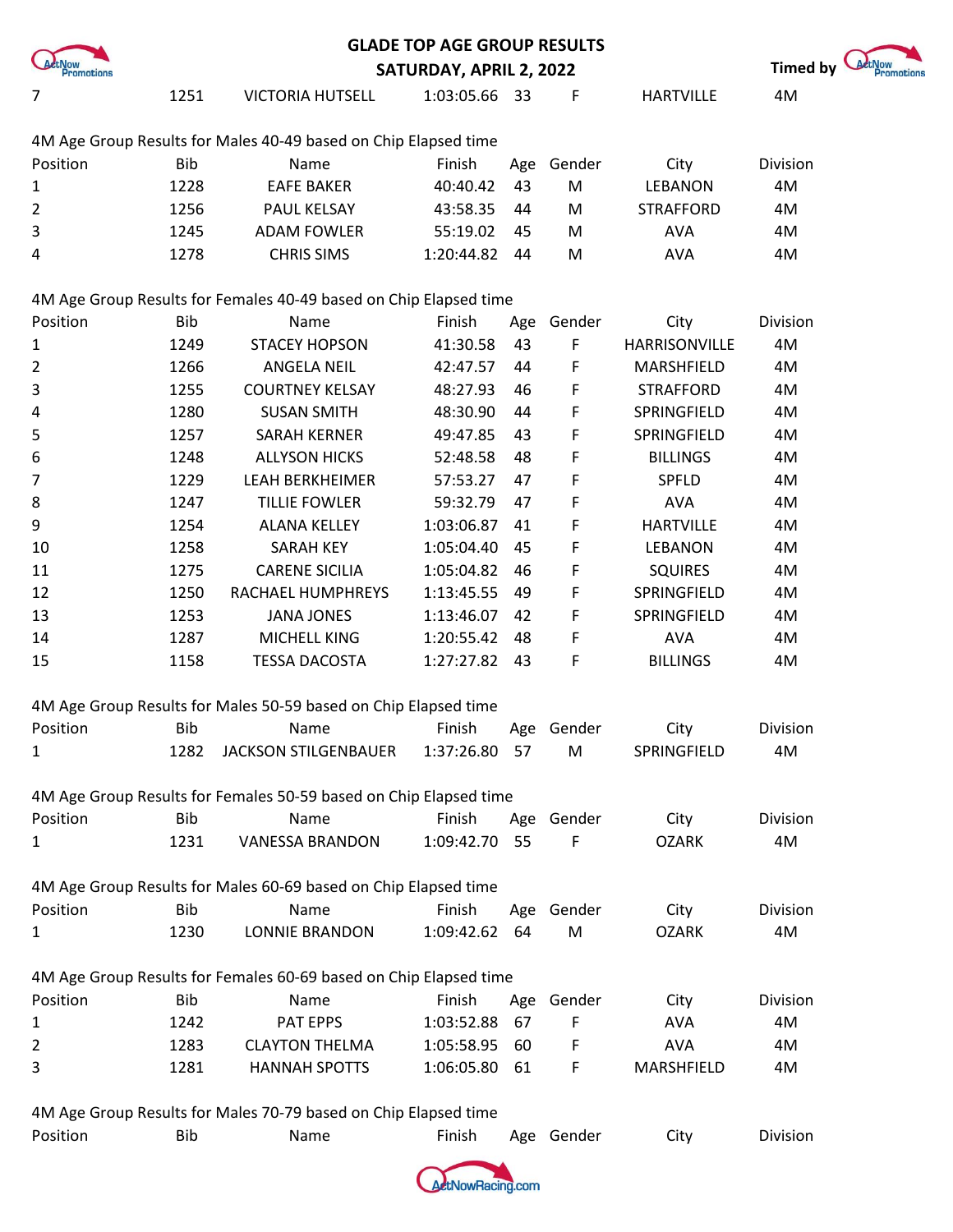| 7 | 1251 | VICTORIA HUTSELL | 1:03:05.66 | 33 | F | HARTVILLE | 4M |
|---|---|---|---|---|---|---|---|

4M Age Group Results for Males 40-49 based on Chip Elapsed time

| Position | Bib | Name | Finish | Age | Gender | City | Division |
|---|---|---|---|---|---|---|---|
| 1 | 1228 | EAFE BAKER | 40:40.42 | 43 | M | LEBANON | 4M |
| 2 | 1256 | PAUL KELSAY | 43:58.35 | 44 | M | STRAFFORD | 4M |
| 3 | 1245 | ADAM FOWLER | 55:19.02 | 45 | M | AVA | 4M |
| 4 | 1278 | CHRIS SIMS | 1:20:44.82 | 44 | M | AVA | 4M |

4M Age Group Results for Females 40-49 based on Chip Elapsed time

| Position | Bib | Name | Finish | Age | Gender | City | Division |
|---|---|---|---|---|---|---|---|
| 1 | 1249 | STACEY HOPSON | 41:30.58 | 43 | F | HARRISONVILLE | 4M |
| 2 | 1266 | ANGELA NEIL | 42:47.57 | 44 | F | MARSHFIELD | 4M |
| 3 | 1255 | COURTNEY KELSAY | 48:27.93 | 46 | F | STRAFFORD | 4M |
| 4 | 1280 | SUSAN SMITH | 48:30.90 | 44 | F | SPRINGFIELD | 4M |
| 5 | 1257 | SARAH KERNER | 49:47.85 | 43 | F | SPRINGFIELD | 4M |
| 6 | 1248 | ALLYSON HICKS | 52:48.58 | 48 | F | BILLINGS | 4M |
| 7 | 1229 | LEAH BERKHEIMER | 57:53.27 | 47 | F | SPFLD | 4M |
| 8 | 1247 | TILLIE FOWLER | 59:32.79 | 47 | F | AVA | 4M |
| 9 | 1254 | ALANA KELLEY | 1:03:06.87 | 41 | F | HARTVILLE | 4M |
| 10 | 1258 | SARAH KEY | 1:05:04.40 | 45 | F | LEBANON | 4M |
| 11 | 1275 | CARENE SICILIA | 1:05:04.82 | 46 | F | SQUIRES | 4M |
| 12 | 1250 | RACHAEL HUMPHREYS | 1:13:45.55 | 49 | F | SPRINGFIELD | 4M |
| 13 | 1253 | JANA JONES | 1:13:46.07 | 42 | F | SPRINGFIELD | 4M |
| 14 | 1287 | MICHELL KING | 1:20:55.42 | 48 | F | AVA | 4M |
| 15 | 1158 | TESSA DACOSTA | 1:27:27.82 | 43 | F | BILLINGS | 4M |

4M Age Group Results for Males 50-59 based on Chip Elapsed time

| Position | Bib | Name | Finish | Age | Gender | City | Division |
|---|---|---|---|---|---|---|---|
| 1 | 1282 | JACKSON STILGENBAUER | 1:37:26.80 | 57 | M | SPRINGFIELD | 4M |

4M Age Group Results for Females 50-59 based on Chip Elapsed time

| Position | Bib | Name | Finish | Age | Gender | City | Division |
|---|---|---|---|---|---|---|---|
| 1 | 1231 | VANESSA BRANDON | 1:09:42.70 | 55 | F | OZARK | 4M |

4M Age Group Results for Males 60-69 based on Chip Elapsed time

| Position | Bib | Name | Finish | Age | Gender | City | Division |
|---|---|---|---|---|---|---|---|
| 1 | 1230 | LONNIE BRANDON | 1:09:42.62 | 64 | M | OZARK | 4M |

4M Age Group Results for Females 60-69 based on Chip Elapsed time

| Position | Bib | Name | Finish | Age | Gender | City | Division |
|---|---|---|---|---|---|---|---|
| 1 | 1242 | PAT EPPS | 1:03:52.88 | 67 | F | AVA | 4M |
| 2 | 1283 | CLAYTON THELMA | 1:05:58.95 | 60 | F | AVA | 4M |
| 3 | 1281 | HANNAH SPOTTS | 1:06:05.80 | 61 | F | MARSHFIELD | 4M |

4M Age Group Results for Males 70-79 based on Chip Elapsed time

| Position | Bib | Name | Finish | Age | Gender | City | Division |
|---|---|---|---|---|---|---|---|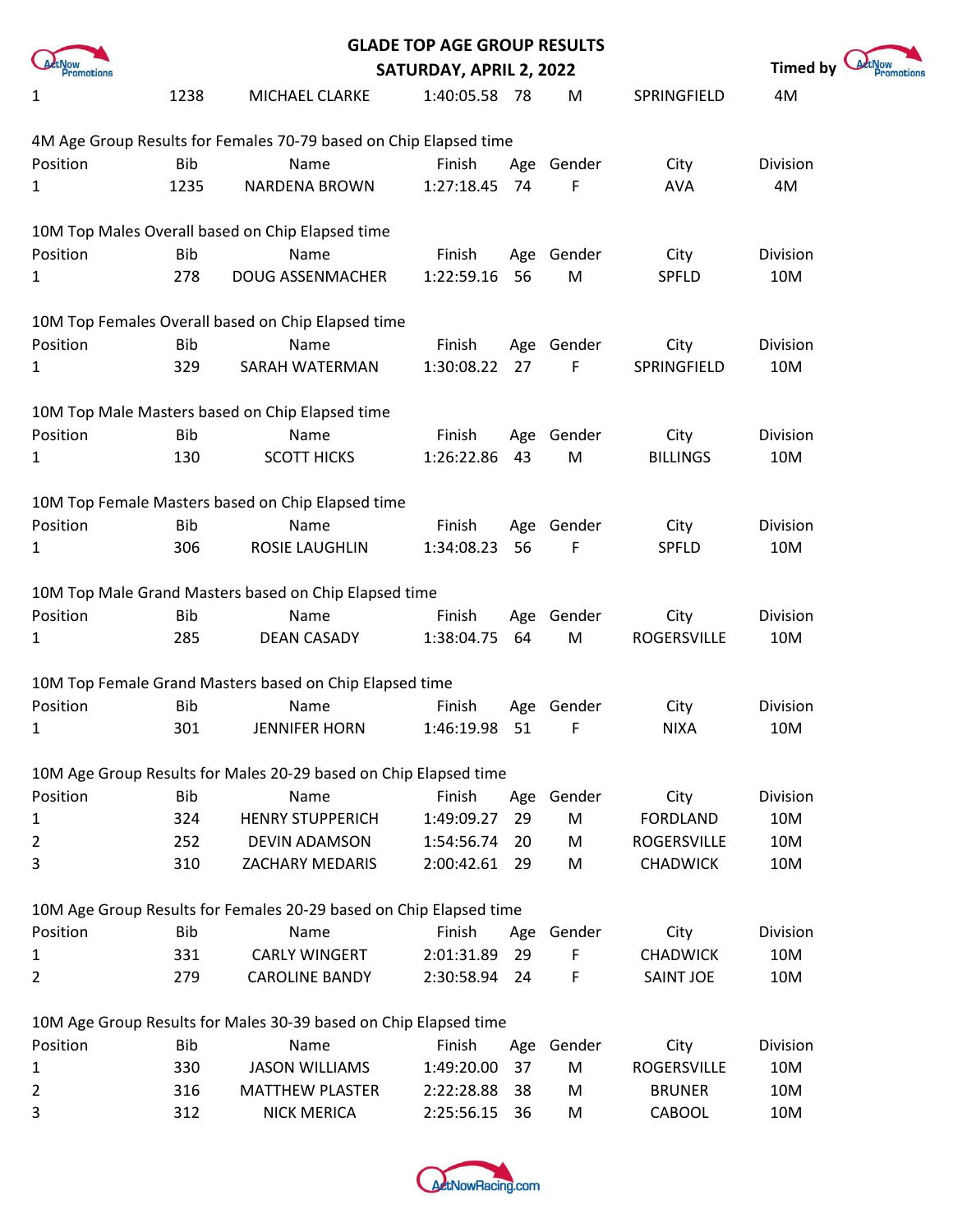| Position | Bib | Name | Finish | Age | Gender | City | Division |
|---|---|---|---|---|---|---|---|
| 1 | 1238 | MICHAEL CLARKE | 1:40:05.58 | 78 | M | SPRINGFIELD | 4M |

4M Age Group Results for Females 70-79 based on Chip Elapsed time

| Position | Bib | Name | Finish | Age | Gender | City | Division |
|---|---|---|---|---|---|---|---|
| 1 | 1235 | NARDENA BROWN | 1:27:18.45 | 74 | F | AVA | 4M |

10M Top Males Overall based on Chip Elapsed time

| Position | Bib | Name | Finish | Age | Gender | City | Division |
|---|---|---|---|---|---|---|---|
| 1 | 278 | DOUG ASSENMACHER | 1:22:59.16 | 56 | M | SPFLD | 10M |

10M Top Females Overall based on Chip Elapsed time

| Position | Bib | Name | Finish | Age | Gender | City | Division |
|---|---|---|---|---|---|---|---|
| 1 | 329 | SARAH WATERMAN | 1:30:08.22 | 27 | F | SPRINGFIELD | 10M |

10M Top Male Masters based on Chip Elapsed time

| Position | Bib | Name | Finish | Age | Gender | City | Division |
|---|---|---|---|---|---|---|---|
| 1 | 130 | SCOTT HICKS | 1:26:22.86 | 43 | M | BILLINGS | 10M |

10M Top Female Masters based on Chip Elapsed time

| Position | Bib | Name | Finish | Age | Gender | City | Division |
|---|---|---|---|---|---|---|---|
| 1 | 306 | ROSIE LAUGHLIN | 1:34:08.23 | 56 | F | SPFLD | 10M |

10M Top Male Grand Masters based on Chip Elapsed time

| Position | Bib | Name | Finish | Age | Gender | City | Division |
|---|---|---|---|---|---|---|---|
| 1 | 285 | DEAN CASADY | 1:38:04.75 | 64 | M | ROGERSVILLE | 10M |

10M Top Female Grand Masters based on Chip Elapsed time

| Position | Bib | Name | Finish | Age | Gender | City | Division |
|---|---|---|---|---|---|---|---|
| 1 | 301 | JENNIFER HORN | 1:46:19.98 | 51 | F | NIXA | 10M |

10M Age Group Results for Males 20-29 based on Chip Elapsed time

| Position | Bib | Name | Finish | Age | Gender | City | Division |
|---|---|---|---|---|---|---|---|
| 1 | 324 | HENRY STUPPERICH | 1:49:09.27 | 29 | M | FORDLAND | 10M |
| 2 | 252 | DEVIN ADAMSON | 1:54:56.74 | 20 | M | ROGERSVILLE | 10M |
| 3 | 310 | ZACHARY MEDARIS | 2:00:42.61 | 29 | M | CHADWICK | 10M |

10M Age Group Results for Females 20-29 based on Chip Elapsed time

| Position | Bib | Name | Finish | Age | Gender | City | Division |
|---|---|---|---|---|---|---|---|
| 1 | 331 | CARLY WINGERT | 2:01:31.89 | 29 | F | CHADWICK | 10M |
| 2 | 279 | CAROLINE BANDY | 2:30:58.94 | 24 | F | SAINT JOE | 10M |

10M Age Group Results for Males 30-39 based on Chip Elapsed time

| Position | Bib | Name | Finish | Age | Gender | City | Division |
|---|---|---|---|---|---|---|---|
| 1 | 330 | JASON WILLIAMS | 1:49:20.00 | 37 | M | ROGERSVILLE | 10M |
| 2 | 316 | MATTHEW PLASTER | 2:22:28.88 | 38 | M | BRUNER | 10M |
| 3 | 312 | NICK MERICA | 2:25:56.15 | 36 | M | CABOOL | 10M |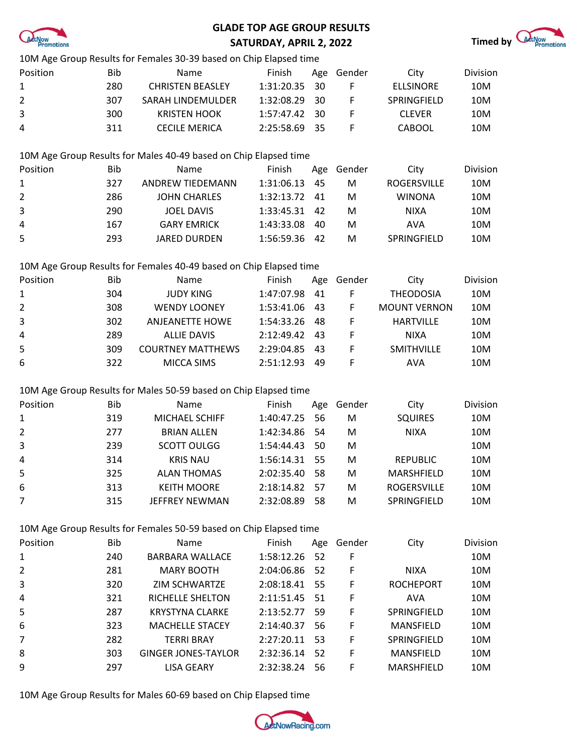# GLADE TOP AGE GROUP RESULTS
## SATURDAY, APRIL 2, 2022

Timed by ActNow Promotions

10M Age Group Results for Females 30-39 based on Chip Elapsed time

| Position | Bib | Name | Finish | Age | Gender | City | Division |
|---|---|---|---|---|---|---|---|
| 1 | 280 | CHRISTEN BEASLEY | 1:31:20.35 | 30 | F | ELLSINORE | 10M |
| 2 | 307 | SARAH LINDEMULDER | 1:32:08.29 | 30 | F | SPRINGFIELD | 10M |
| 3 | 300 | KRISTEN HOOK | 1:57:47.42 | 30 | F | CLEVER | 10M |
| 4 | 311 | CECILE MERICA | 2:25:58.69 | 35 | F | CABOOL | 10M |

10M Age Group Results for Males 40-49 based on Chip Elapsed time

| Position | Bib | Name | Finish | Age | Gender | City | Division |
|---|---|---|---|---|---|---|---|
| 1 | 327 | ANDREW TIEDEMANN | 1:31:06.13 | 45 | M | ROGERSVILLE | 10M |
| 2 | 286 | JOHN CHARLES | 1:32:13.72 | 41 | M | WINONA | 10M |
| 3 | 290 | JOEL DAVIS | 1:33:45.31 | 42 | M | NIXA | 10M |
| 4 | 167 | GARY EMRICK | 1:43:33.08 | 40 | M | AVA | 10M |
| 5 | 293 | JARED DURDEN | 1:56:59.36 | 42 | M | SPRINGFIELD | 10M |

10M Age Group Results for Females 40-49 based on Chip Elapsed time

| Position | Bib | Name | Finish | Age | Gender | City | Division |
|---|---|---|---|---|---|---|---|
| 1 | 304 | JUDY KING | 1:47:07.98 | 41 | F | THEODOSIA | 10M |
| 2 | 308 | WENDY LOONEY | 1:53:41.06 | 43 | F | MOUNT VERNON | 10M |
| 3 | 302 | ANJEANETTE HOWE | 1:54:33.26 | 48 | F | HARTVILLE | 10M |
| 4 | 289 | ALLIE DAVIS | 2:12:49.42 | 43 | F | NIXA | 10M |
| 5 | 309 | COURTNEY MATTHEWS | 2:29:04.85 | 43 | F | SMITHVILLE | 10M |
| 6 | 322 | MICCA SIMS | 2:51:12.93 | 49 | F | AVA | 10M |

10M Age Group Results for Males 50-59 based on Chip Elapsed time

| Position | Bib | Name | Finish | Age | Gender | City | Division |
|---|---|---|---|---|---|---|---|
| 1 | 319 | MICHAEL SCHIFF | 1:40:47.25 | 56 | M | SQUIRES | 10M |
| 2 | 277 | BRIAN ALLEN | 1:42:34.86 | 54 | M | NIXA | 10M |
| 3 | 239 | SCOTT OULGG | 1:54:44.43 | 50 | M | | 10M |
| 4 | 314 | KRIS NAU | 1:56:14.31 | 55 | M | REPUBLIC | 10M |
| 5 | 325 | ALAN THOMAS | 2:02:35.40 | 58 | M | MARSHFIELD | 10M |
| 6 | 313 | KEITH MOORE | 2:18:14.82 | 57 | M | ROGERSVILLE | 10M |
| 7 | 315 | JEFFREY NEWMAN | 2:32:08.89 | 58 | M | SPRINGFIELD | 10M |

10M Age Group Results for Females 50-59 based on Chip Elapsed time

| Position | Bib | Name | Finish | Age | Gender | City | Division |
|---|---|---|---|---|---|---|---|
| 1 | 240 | BARBARA WALLACE | 1:58:12.26 | 52 | F | | 10M |
| 2 | 281 | MARY BOOTH | 2:04:06.86 | 52 | F | NIXA | 10M |
| 3 | 320 | ZIM SCHWARTZE | 2:08:18.41 | 55 | F | ROCHEPORT | 10M |
| 4 | 321 | RICHELLE SHELTON | 2:11:51.45 | 51 | F | AVA | 10M |
| 5 | 287 | KRYSTYNA CLARKE | 2:13:52.77 | 59 | F | SPRINGFIELD | 10M |
| 6 | 323 | MACHELLE STACEY | 2:14:40.37 | 56 | F | MANSFIELD | 10M |
| 7 | 282 | TERRI BRAY | 2:27:20.11 | 53 | F | SPRINGFIELD | 10M |
| 8 | 303 | GINGER JONES-TAYLOR | 2:32:36.14 | 52 | F | MANSFIELD | 10M |
| 9 | 297 | LISA GEARY | 2:32:38.24 | 56 | F | MARSHFIELD | 10M |

10M Age Group Results for Males 60-69 based on Chip Elapsed time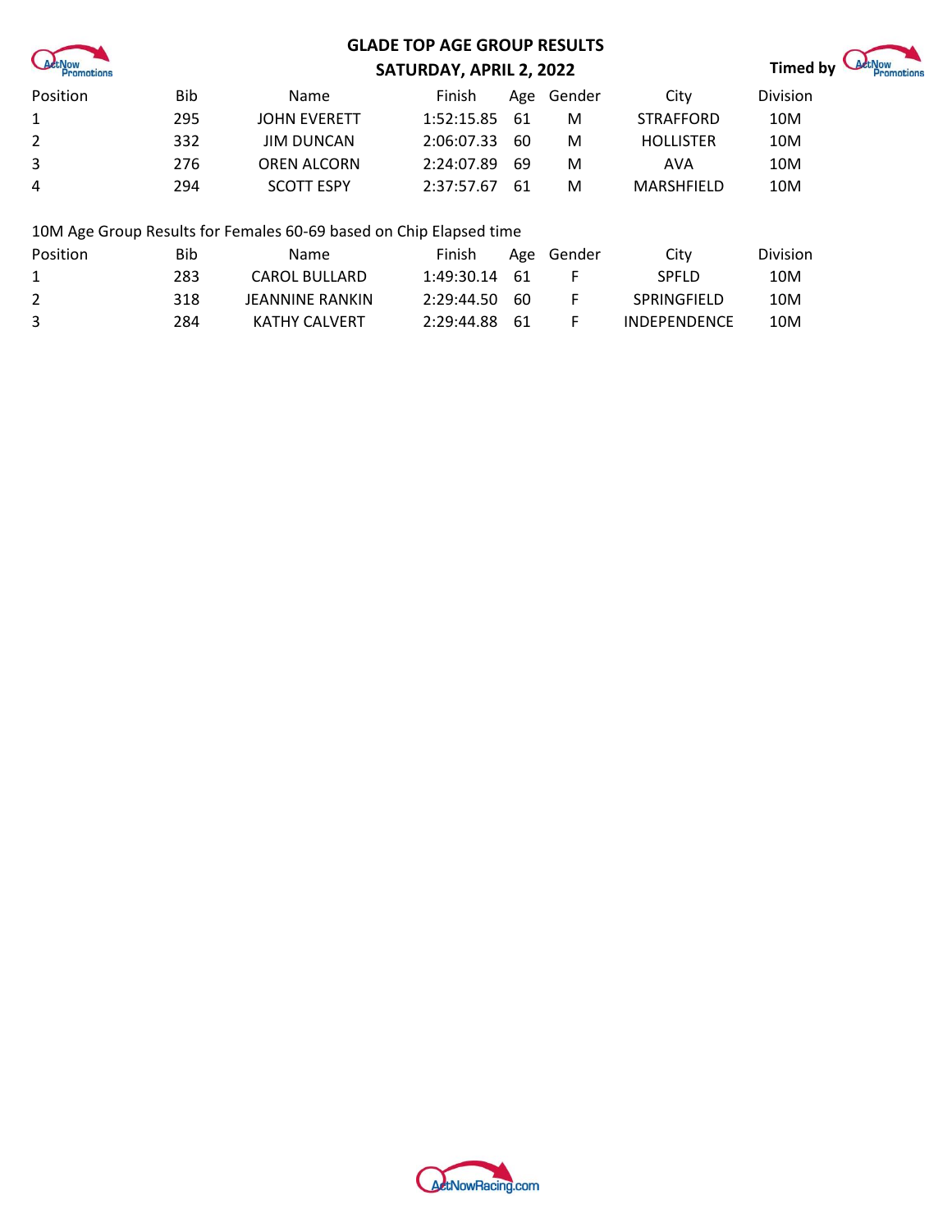**GLADE TOP AGE GROUP RESULTS**

**SATURDAY, APRIL 2, 2022**

**Timed by**

| Position | Bib | Name | Finish | Age | Gender | City | Division |
|---|---|---|---|---|---|---|---|
| 1 | 295 | JOHN EVERETT | 1:52:15.85 | 61 | M | STRAFFORD | 10M |
| 2 | 332 | JIM DUNCAN | 2:06:07.33 | 60 | M | HOLLISTER | 10M |
| 3 | 276 | OREN ALCORN | 2:24:07.89 | 69 | M | AVA | 10M |
| 4 | 294 | SCOTT ESPY | 2:37:57.67 | 61 | M | MARSHFIELD | 10M |

10M Age Group Results for Females 60-69 based on Chip Elapsed time

| Position | Bib | Name | Finish | Age | Gender | City | Division |
|---|---|---|---|---|---|---|---|
| 1 | 283 | CAROL BULLARD | 1:49:30.14 | 61 | F | SPFLD | 10M |
| 2 | 318 | JEANNINE RANKIN | 2:29:44.50 | 60 | F | SPRINGFIELD | 10M |
| 3 | 284 | KATHY CALVERT | 2:29:44.88 | 61 | F | INDEPENDENCE | 10M |